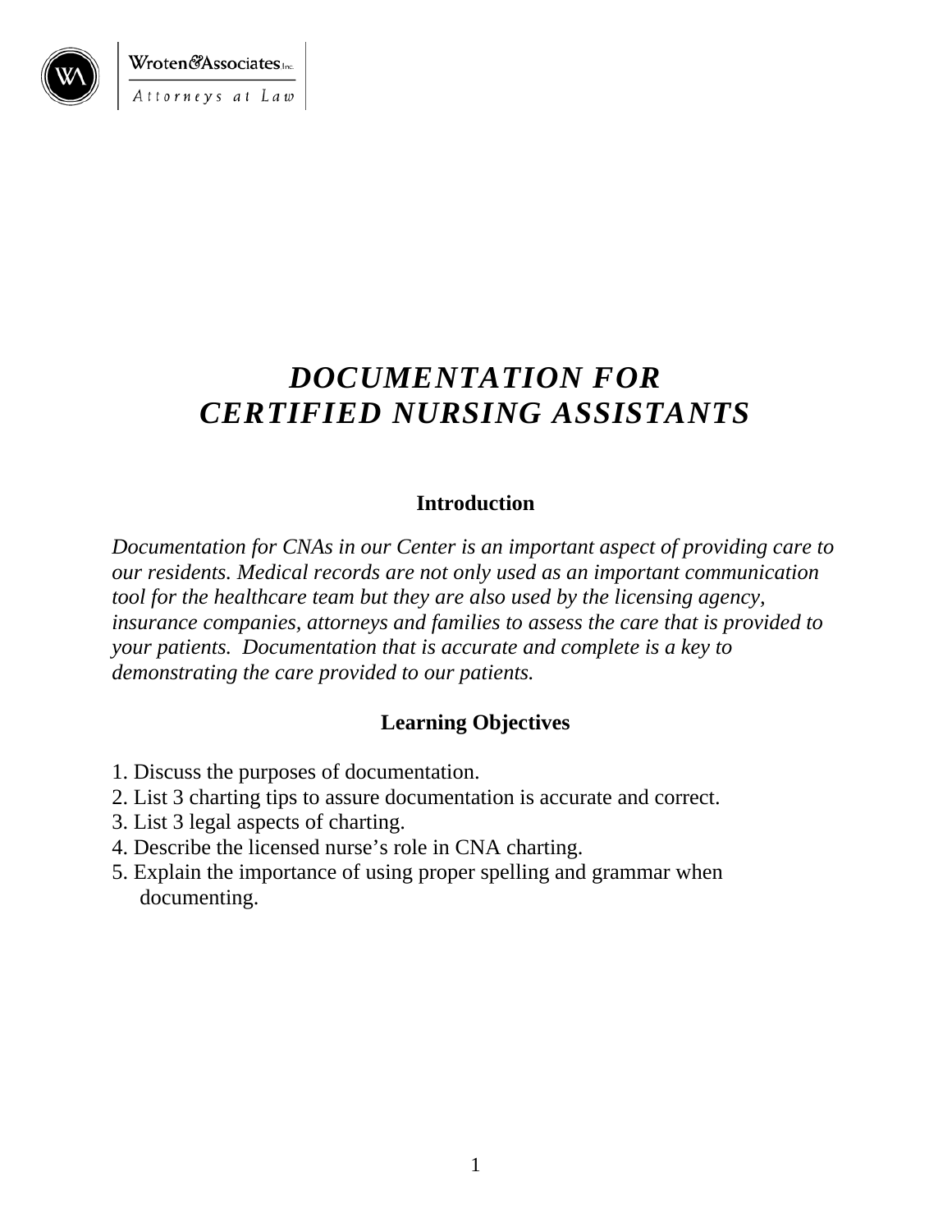Wroten&Associates Inc.

Attorneys at Law

# *DOCUMENTATION FOR CERTIFIED NURSING ASSISTANTS*

## Introduction

*Documentation for CNAs in our Center is an important aspect of providing care to our residents. Medical records are not only used as an important communication tool for the healthcare team but they are also used by the licensing agency, insurance companies, attorneys and families to assess the care that is provided to your patients. Documentation that is accurate and complete is a key to demonstrating the care provided to our patients.*

## Learning Objectives

1. Discuss the purposes of documentation.
2. List 3 charting tips to assure documentation is accurate and correct.
3. List 3 legal aspects of charting.
4. Describe the licensed nurse's role in CNA charting.
5. Explain the importance of using proper spelling and grammar when documenting.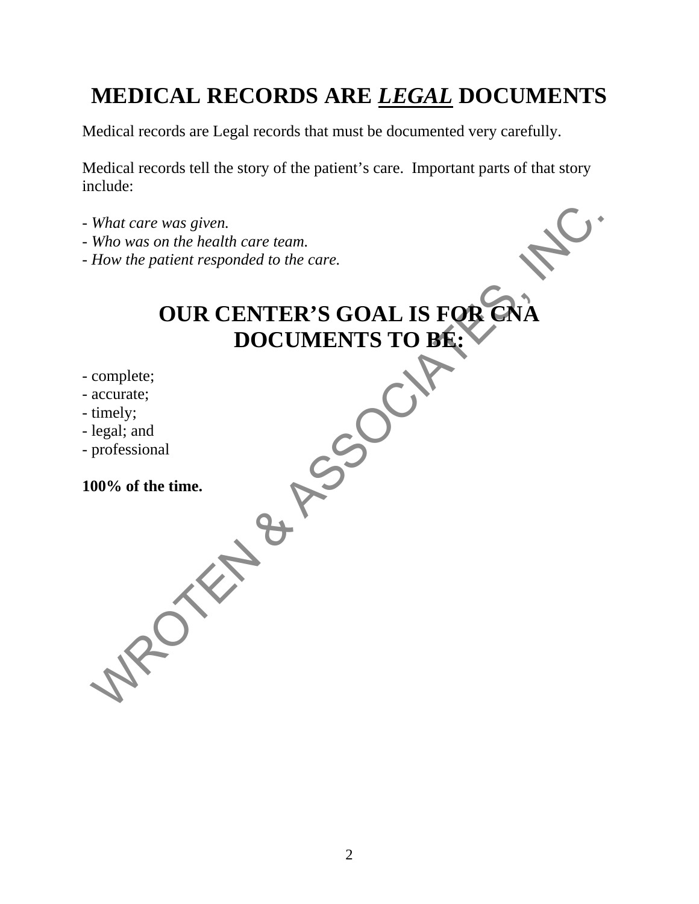# MEDICAL RECORDS ARE ***LEGAL*** DOCUMENTS

Medical records are Legal records that must be documented very carefully.

Medical records tell the story of the patient's care. Important parts of that story include:

- *What care was given.*
- *Who was on the health care team.*
- *How the patient responded to the care.*

# OUR CENTER'S GOAL IS FOR CNA DOCUMENTS TO BE:

- complete;
- accurate;
- timely;
- legal; and
- professional

**100% of the time.**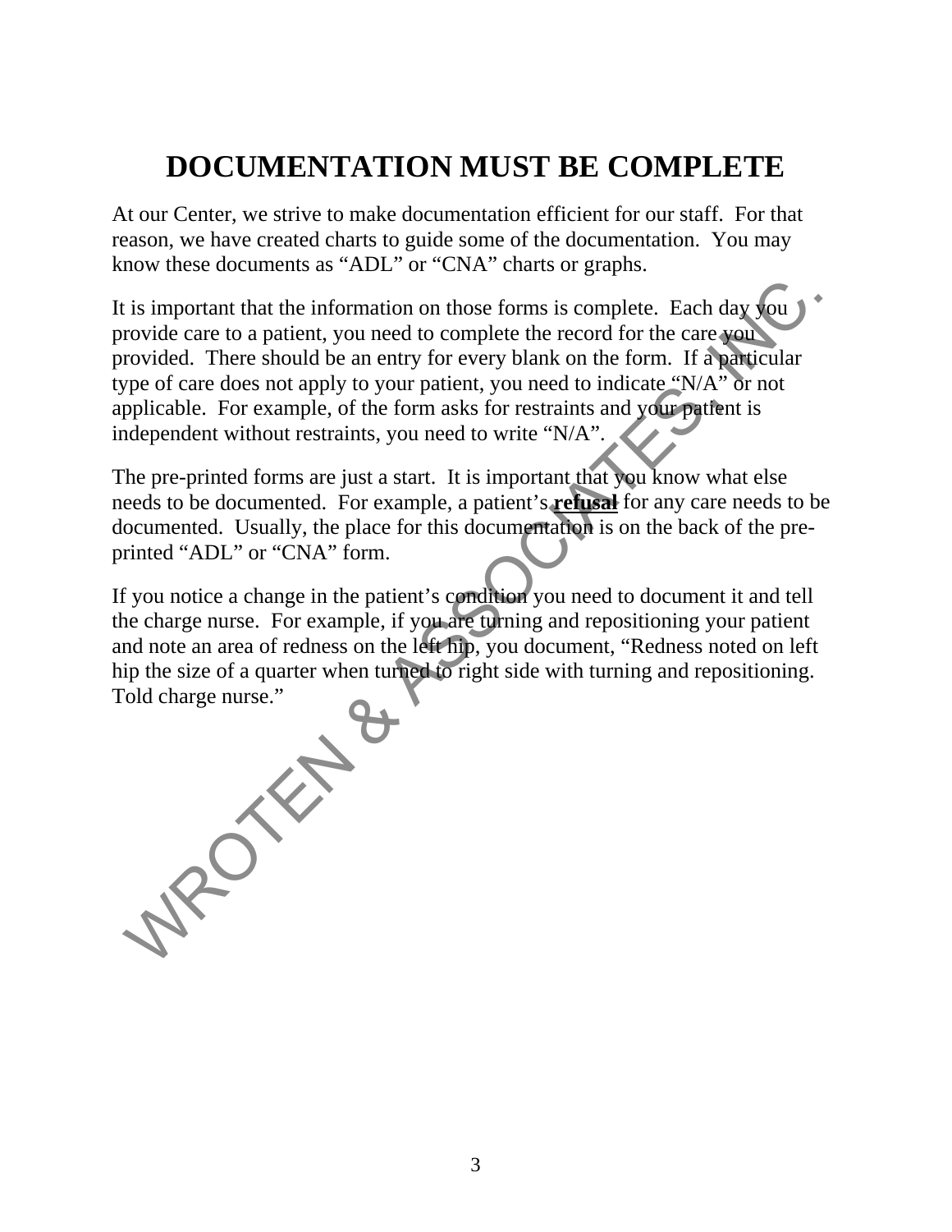# DOCUMENTATION MUST BE COMPLETE

At our Center, we strive to make documentation efficient for our staff. For that reason, we have created charts to guide some of the documentation. You may know these documents as "ADL" or "CNA" charts or graphs.

It is important that the information on those forms is complete. Each day you provide care to a patient, you need to complete the record for the care you provided. There should be an entry for every blank on the form. If a particular type of care does not apply to your patient, you need to indicate "N/A" or not applicable. For example, of the form asks for restraints and your patient is independent without restraints, you need to write "N/A".

The pre-printed forms are just a start. It is important that you know what else needs to be documented. For example, a patient's **refusal** for any care needs to be documented. Usually, the place for this documentation is on the back of the pre-printed "ADL" or "CNA" form.

If you notice a change in the patient's condition you need to document it and tell the charge nurse. For example, if you are turning and repositioning your patient and note an area of redness on the left hip, you document, "Redness noted on left hip the size of a quarter when turned to right side with turning and repositioning. Told charge nurse."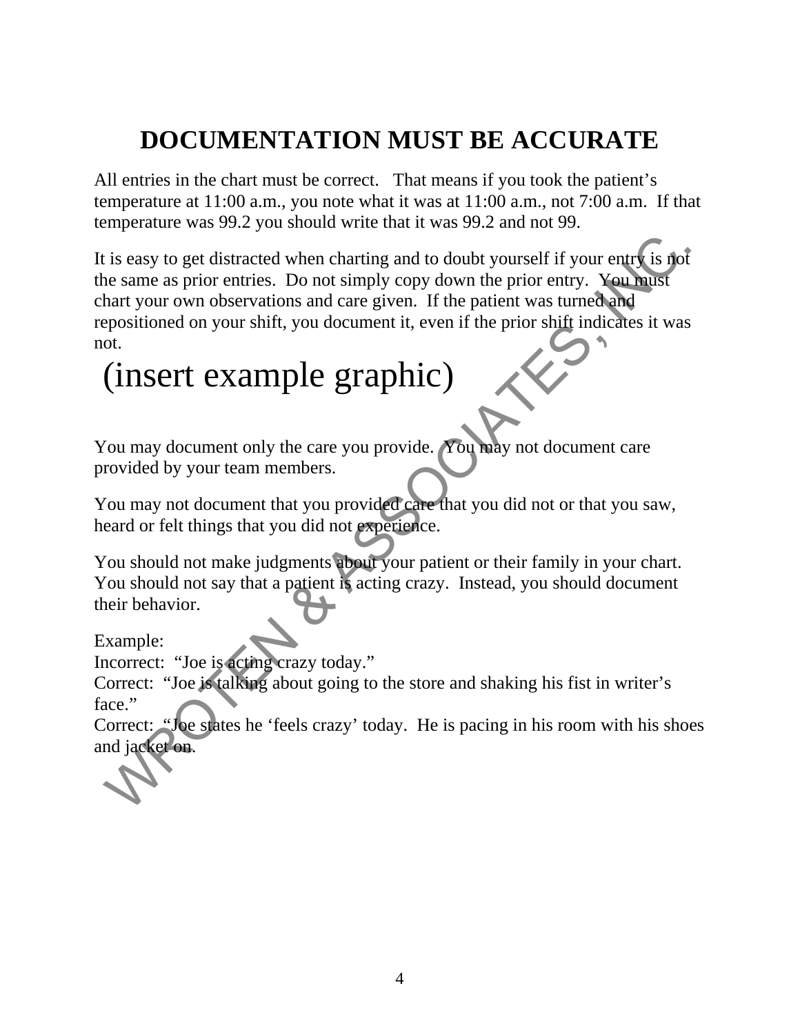# DOCUMENTATION MUST BE ACCURATE

All entries in the chart must be correct. That means if you took the patient's temperature at 11:00 a.m., you note what it was at 11:00 a.m., not 7:00 a.m. If that temperature was 99.2 you should write that it was 99.2 and not 99.

It is easy to get distracted when charting and to doubt yourself if your entry is not the same as prior entries. Do not simply copy down the prior entry. You must chart your own observations and care given. If the patient was turned and repositioned on your shift, you document it, even if the prior shift indicates it was not.

(insert example graphic)

You may document only the care you provide. You may not document care provided by your team members.

You may not document that you provided care that you did not or that you saw, heard or felt things that you did not experience.

You should not make judgments about your patient or their family in your chart. You should not say that a patient is acting crazy. Instead, you should document their behavior.

Example:
Incorrect: "Joe is acting crazy today."
Correct: "Joe is talking about going to the store and shaking his fist in writer's face."
Correct: "Joe states he 'feels crazy' today. He is pacing in his room with his shoes and jacket on.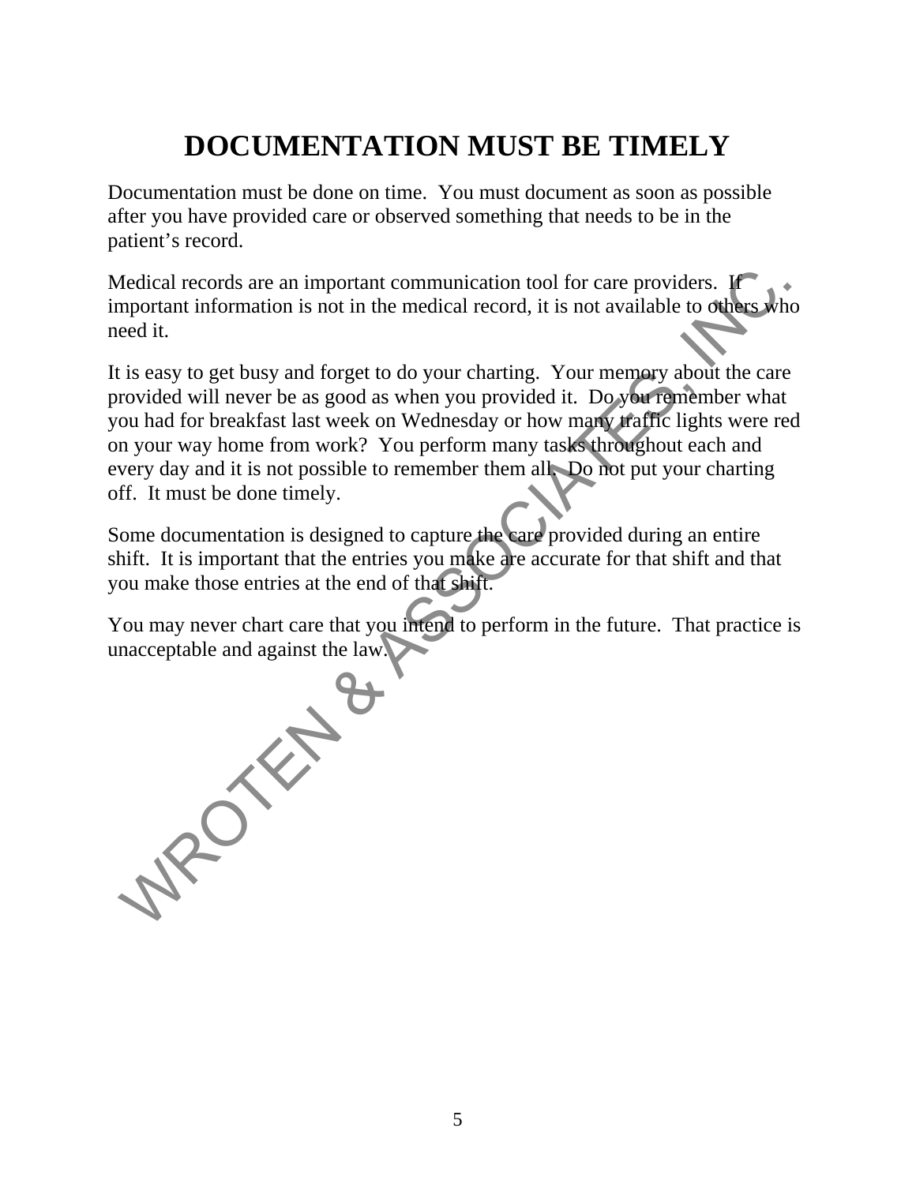# DOCUMENTATION MUST BE TIMELY

Documentation must be done on time. You must document as soon as possible after you have provided care or observed something that needs to be in the patient's record.

Medical records are an important communication tool for care providers. If important information is not in the medical record, it is not available to others who need it.

It is easy to get busy and forget to do your charting. Your memory about the care provided will never be as good as when you provided it. Do you remember what you had for breakfast last week on Wednesday or how many traffic lights were red on your way home from work? You perform many tasks throughout each and every day and it is not possible to remember them all. Do not put your charting off. It must be done timely.

Some documentation is designed to capture the care provided during an entire shift. It is important that the entries you make are accurate for that shift and that you make those entries at the end of that shift.

You may never chart care that you intend to perform in the future. That practice is unacceptable and against the law.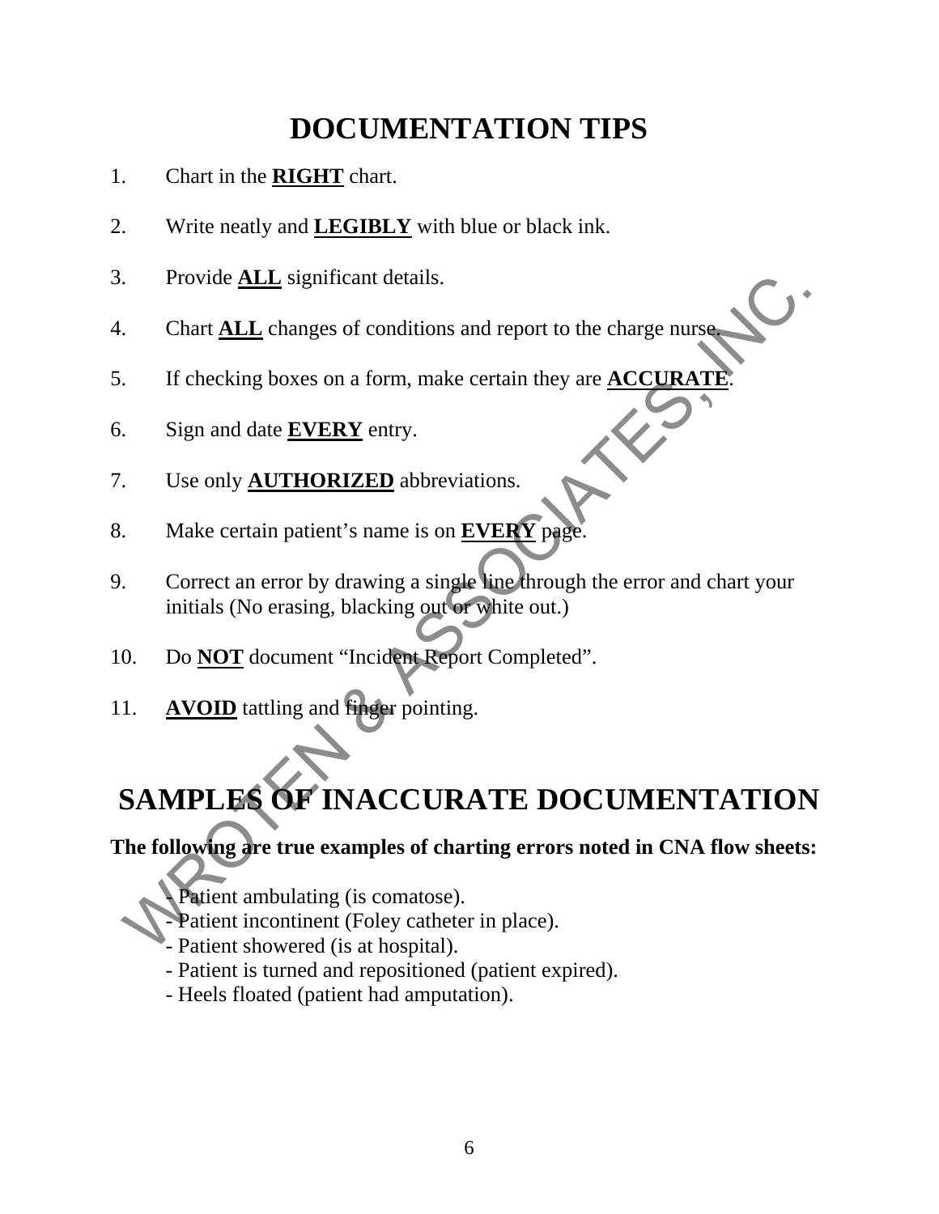# DOCUMENTATION TIPS

1. Chart in the **RIGHT** chart.
2. Write neatly and **LEGIBLY** with blue or black ink.
3. Provide **ALL** significant details.
4. Chart **ALL** changes of conditions and report to the charge nurse.
5. If checking boxes on a form, make certain they are **ACCURATE**.
6. Sign and date **EVERY** entry.
7. Use only **AUTHORIZED** abbreviations.
8. Make certain patient's name is on **EVERY** page.
9. Correct an error by drawing a single line through the error and chart your initials (No erasing, blacking out or white out.)
10. Do **NOT** document "Incident Report Completed".
11. **AVOID** tattling and finger pointing.

# SAMPLES OF INACCURATE DOCUMENTATION

**The following are true examples of charting errors noted in CNA flow sheets:**

- Patient ambulating (is comatose).
- Patient incontinent (Foley catheter in place).
- Patient showered (is at hospital).
- Patient is turned and repositioned (patient expired).
- Heels floated (patient had amputation).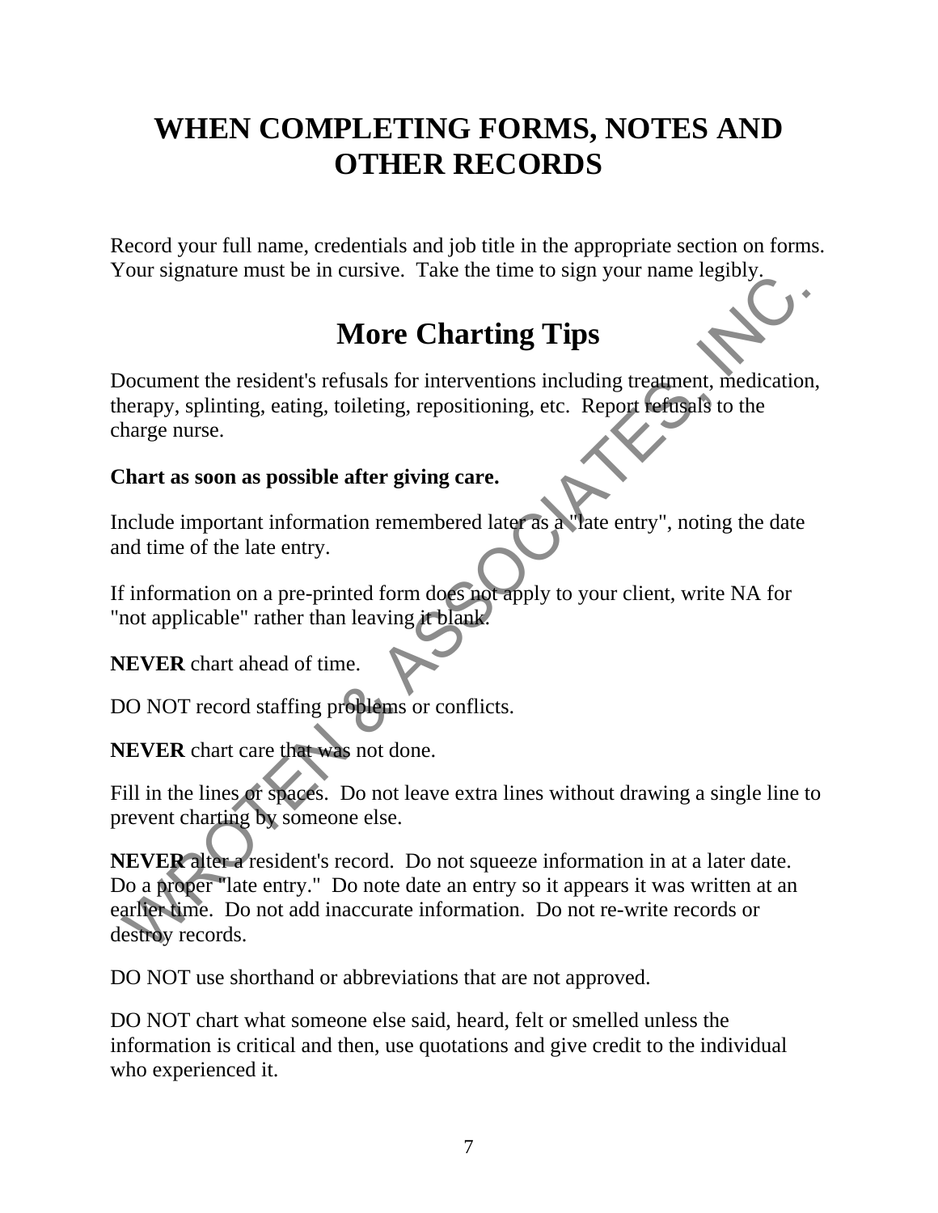# WHEN COMPLETING FORMS, NOTES AND OTHER RECORDS

Record your full name, credentials and job title in the appropriate section on forms. Your signature must be in cursive. Take the time to sign your name legibly.

## More Charting Tips

Document the resident's refusals for interventions including treatment, medication, therapy, splinting, eating, toileting, repositioning, etc. Report refusals to the charge nurse.

**Chart as soon as possible after giving care.**

Include important information remembered later as a "late entry", noting the date and time of the late entry.

If information on a pre-printed form does not apply to your client, write NA for "not applicable" rather than leaving it blank.

**NEVER** chart ahead of time.

DO NOT record staffing problems or conflicts.

**NEVER** chart care that was not done.

Fill in the lines or spaces. Do not leave extra lines without drawing a single line to prevent charting by someone else.

**NEVER** alter a resident's record. Do not squeeze information in at a later date. Do a proper "late entry." Do note date an entry so it appears it was written at an earlier time. Do not add inaccurate information. Do not re-write records or destroy records.

DO NOT use shorthand or abbreviations that are not approved.

DO NOT chart what someone else said, heard, felt or smelled unless the information is critical and then, use quotations and give credit to the individual who experienced it.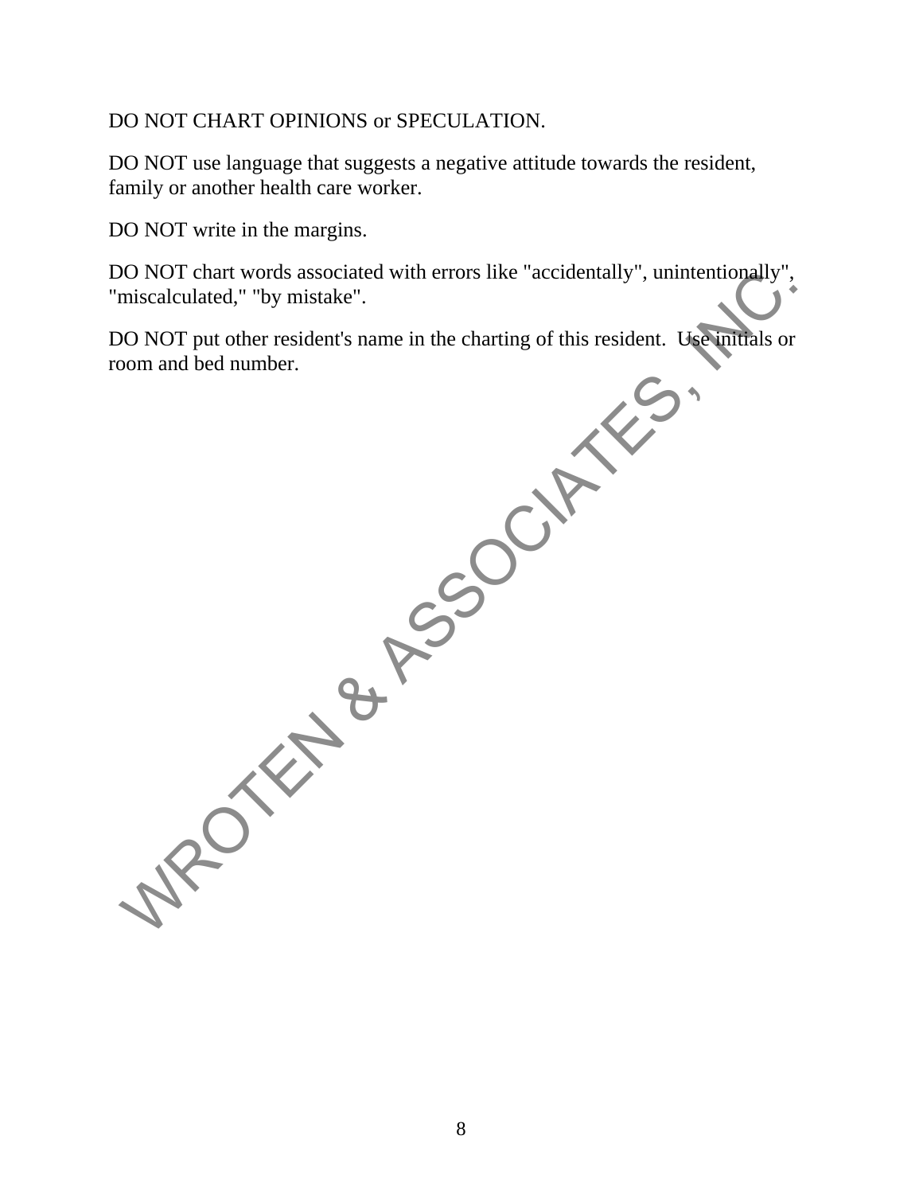DO NOT CHART OPINIONS or SPECULATION.

DO NOT use language that suggests a negative attitude towards the resident, family or another health care worker.

DO NOT write in the margins.

DO NOT chart words associated with errors like "accidentally", unintentionally", "miscalculated," "by mistake".

DO NOT put other resident's name in the charting of this resident. Use initials or room and bed number.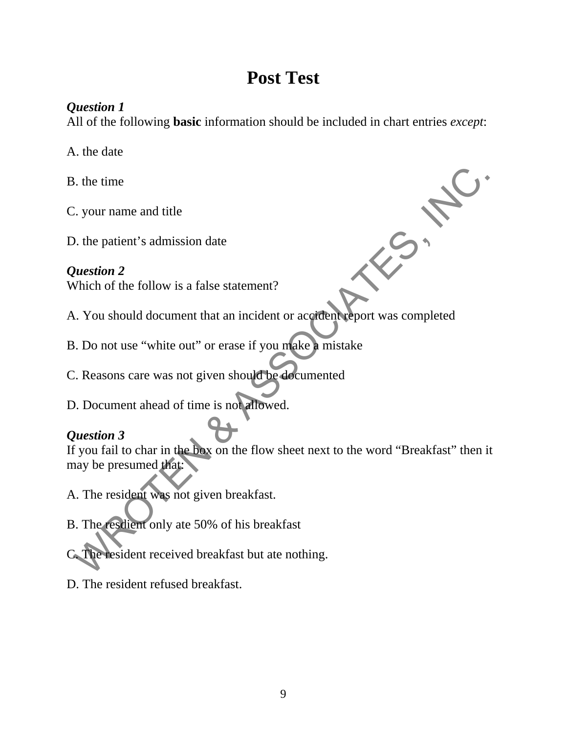# Post Test

***Question 1***
All of the following **basic** information should be included in chart entries *except*:

A. the date

B. the time

C. your name and title

D. the patient's admission date

***Question 2***
Which of the follow is a false statement?

A. You should document that an incident or accident report was completed

B. Do not use "white out" or erase if you make a mistake

C. Reasons care was not given should be documented

D. Document ahead of time is not allowed.

***Question 3***
If you fail to char in the box on the flow sheet next to the word "Breakfast" then it may be presumed that:

A. The resident was not given breakfast.

B. The resdient only ate 50% of his breakfast

C. The resident received breakfast but ate nothing.

D. The resident refused breakfast.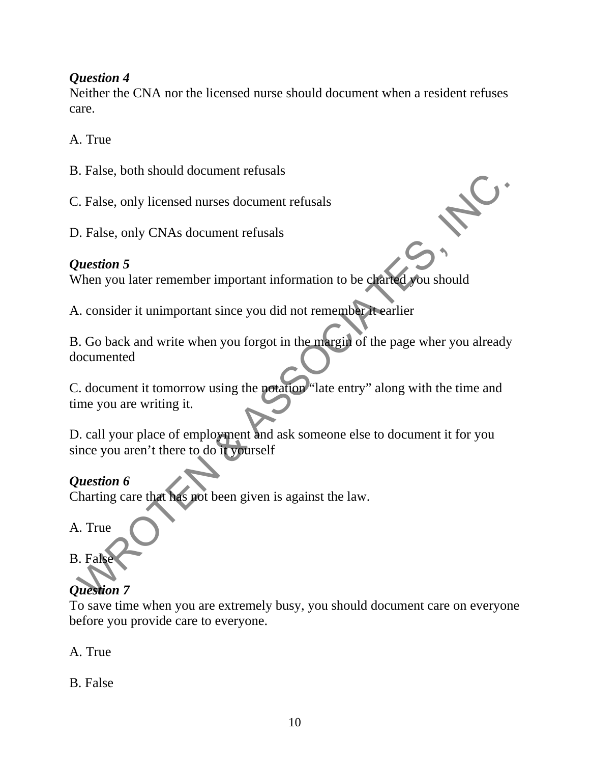***Question 4***
Neither the CNA nor the licensed nurse should document when a resident refuses care.

A. True

B. False, both should document refusals

C. False, only licensed nurses document refusals

D. False, only CNAs document refusals

***Question 5***
When you later remember important information to be charted you should

A. consider it unimportant since you did not remember it earlier

B. Go back and write when you forgot in the margin of the page wher you already documented

C. document it tomorrow using the notation "late entry" along with the time and time you are writing it.

D. call your place of employment and ask someone else to document it for you since you aren't there to do it yourself

***Question 6***
Charting care that has not been given is against the law.

A. True

B. False

***Question 7***
To save time when you are extremely busy, you should document care on everyone before you provide care to everyone.

A. True

B. False